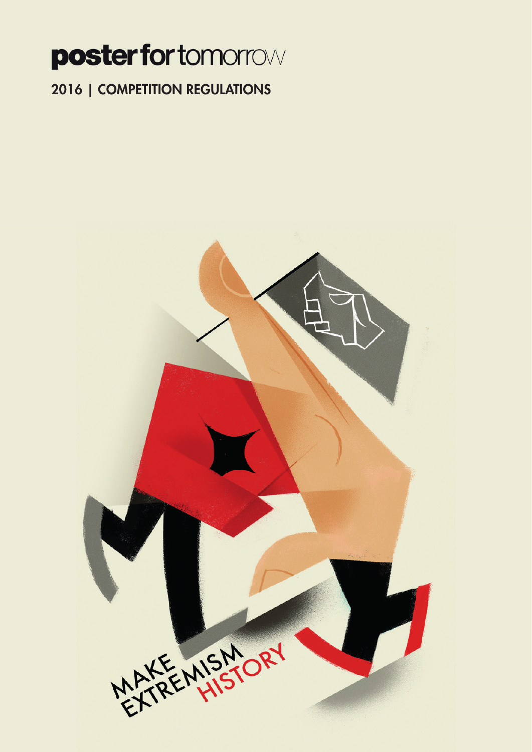# poster for tomorrow

## 2016 | COMPETITION REGULATIONS

MAKE EXTREMISM HISTORY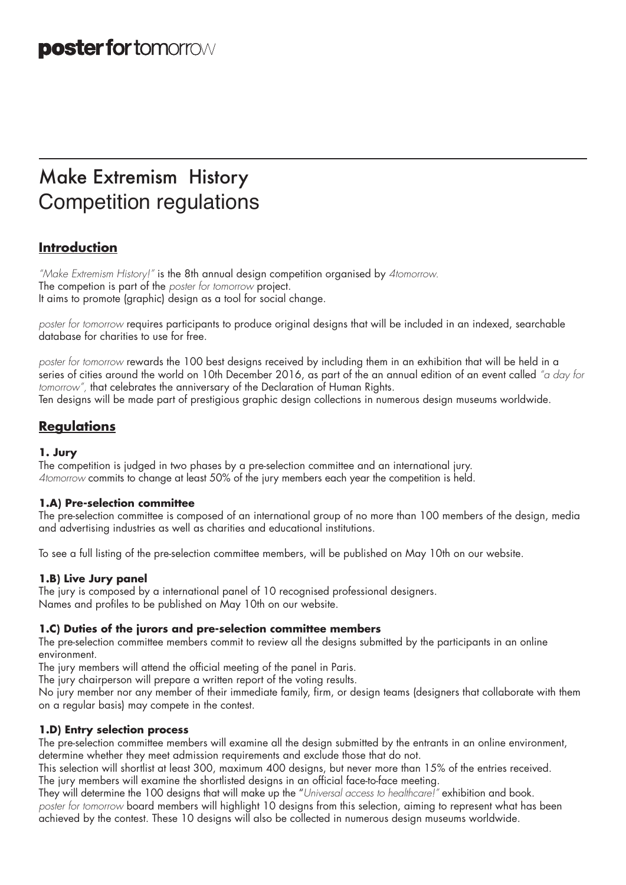**poster for** tomorrow

# Make Extremism History
## Competition regulations

### Introduction

*"Make Extremism History!"* is the 8th annual design competition organised by *4tomorrow.*
The competion is part of the *poster for tomorrow* project.
It aims to promote (graphic) design as a tool for social change.

*poster for tomorrow* requires participants to produce original designs that will be included in an indexed, searchable database for charities to use for free.

*poster for tomorrow* rewards the 100 best designs received by including them in an exhibition that will be held in a series of cities around the world on 10th December 2016, as part of the an annual edition of an event called *"a day for tomorrow",* that celebrates the anniversary of the Declaration of Human Rights.
Ten designs will be made part of prestigious graphic design collections in numerous design museums worldwide.

### Regulations

**1. Jury**

The competition is judged in two phases by a pre-selection committee and an international jury.
*4tomorrow* commits to change at least 50% of the jury members each year the competition is held.

**1.A) Pre-selection committee**

The pre-selection committee is composed of an international group of no more than 100 members of the design, media and advertising industries as well as charities and educational institutions.

To see a full listing of the pre-selection committee members, will be published on May 10th on our website.

**1.B) Live Jury panel**

The jury is composed by a international panel of 10 recognised professional designers.
Names and profiles to be published on May 10th on our website.

**1.C) Duties of the jurors and pre-selection committee members**

The pre-selection committee members commit to review all the designs submitted by the participants in an online environment.
The jury members will attend the official meeting of the panel in Paris.
The jury chairperson will prepare a written report of the voting results.
No jury member nor any member of their immediate family, firm, or design teams (designers that collaborate with them on a regular basis) may compete in the contest.

**1.D) Entry selection process**

The pre-selection committee members will examine all the design submitted by the entrants in an online environment, determine whether they meet admission requirements and exclude those that do not.
This selection will shortlist at least 300, maximum 400 designs, but never more than 15% of the entries received.
The jury members will examine the shortlisted designs in an official face-to-face meeting.
They will determine the 100 designs that will make up the "*Universal access to healthcare!"* exhibition and book.
*poster for tomorrow* board members will highlight 10 designs from this selection, aiming to represent what has been achieved by the contest. These 10 designs will also be collected in numerous design museums worldwide.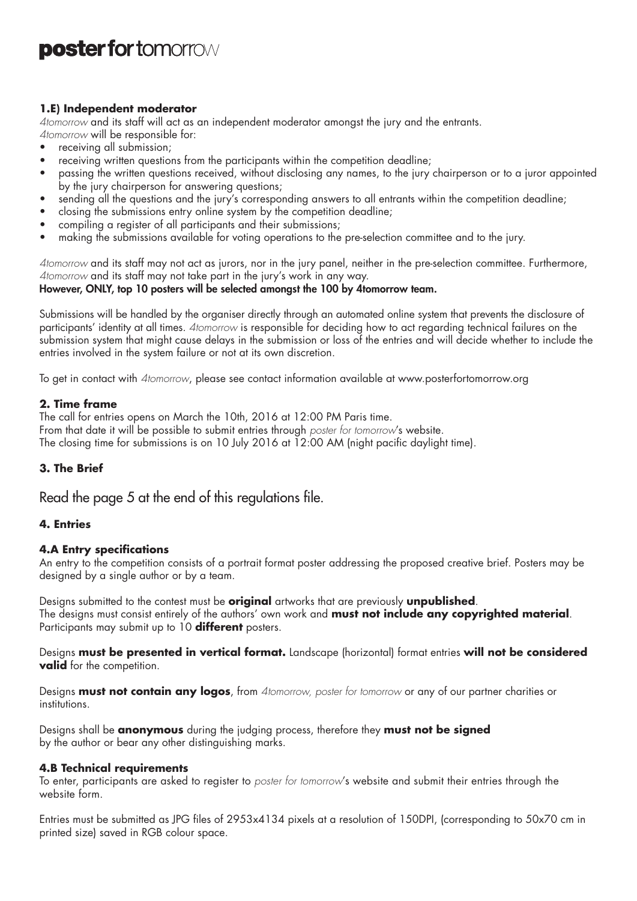### 1.E) Independent moderator

*4tomorrow* and its staff will act as an independent moderator amongst the jury and the entrants.
*4tomorrow* will be responsible for:

- receiving all submission;
- receiving written questions from the participants within the competition deadline;
- passing the written questions received, without disclosing any names, to the jury chairperson or to a juror appointed by the jury chairperson for answering questions;
- sending all the questions and the jury's corresponding answers to all entrants within the competition deadline;
- closing the submissions entry online system by the competition deadline;
- compiling a register of all participants and their submissions;
- making the submissions available for voting operations to the pre-selection committee and to the jury.

*4tomorrow* and its staff may not act as jurors, nor in the jury panel, neither in the pre-selection committee. Furthermore, *4tomorrow* and its staff may not take part in the jury's work in any way.
**However, ONLY, top 10 posters will be selected amongst the 100 by 4tomorrow team.**

Submissions will be handled by the organiser directly through an automated online system that prevents the disclosure of participants' identity at all times. *4tomorrow* is responsible for deciding how to act regarding technical failures on the submission system that might cause delays in the submission or loss of the entries and will decide whether to include the entries involved in the system failure or not at its own discretion.

To get in contact with *4tomorrow*, please see contact information available at www.posterfortomorrow.org

### 2. Time frame

The call for entries opens on March the 10th, 2016 at 12:00 PM Paris time.
From that date it will be possible to submit entries through *poster for tomorrow*'s website.
The closing time for submissions is on 10 July 2016 at 12:00 AM (night pacific daylight time).

### 3. The Brief

Read the page 5 at the end of this regulations file.

### 4. Entries

#### 4.A Entry specifications

An entry to the competition consists of a portrait format poster addressing the proposed creative brief. Posters may be designed by a single author or by a team.

Designs submitted to the contest must be **original** artworks that are previously **unpublished**.
The designs must consist entirely of the authors' own work and **must not include any copyrighted material**.
Participants may submit up to 10 **different** posters.

Designs **must be presented in vertical format.** Landscape (horizontal) format entries **will not be considered valid** for the competition.

Designs **must not contain any logos**, from *4tomorrow, poster for tomorrow* or any of our partner charities or institutions.

Designs shall be **anonymous** during the judging process, therefore they **must not be signed** by the author or bear any other distinguishing marks.

#### 4.B Technical requirements

To enter, participants are asked to register to *poster for tomorrow*'s website and submit their entries through the website form.

Entries must be submitted as JPG files of 2953x4134 pixels at a resolution of 150DPI, (corresponding to 50x70 cm in printed size) saved in RGB colour space.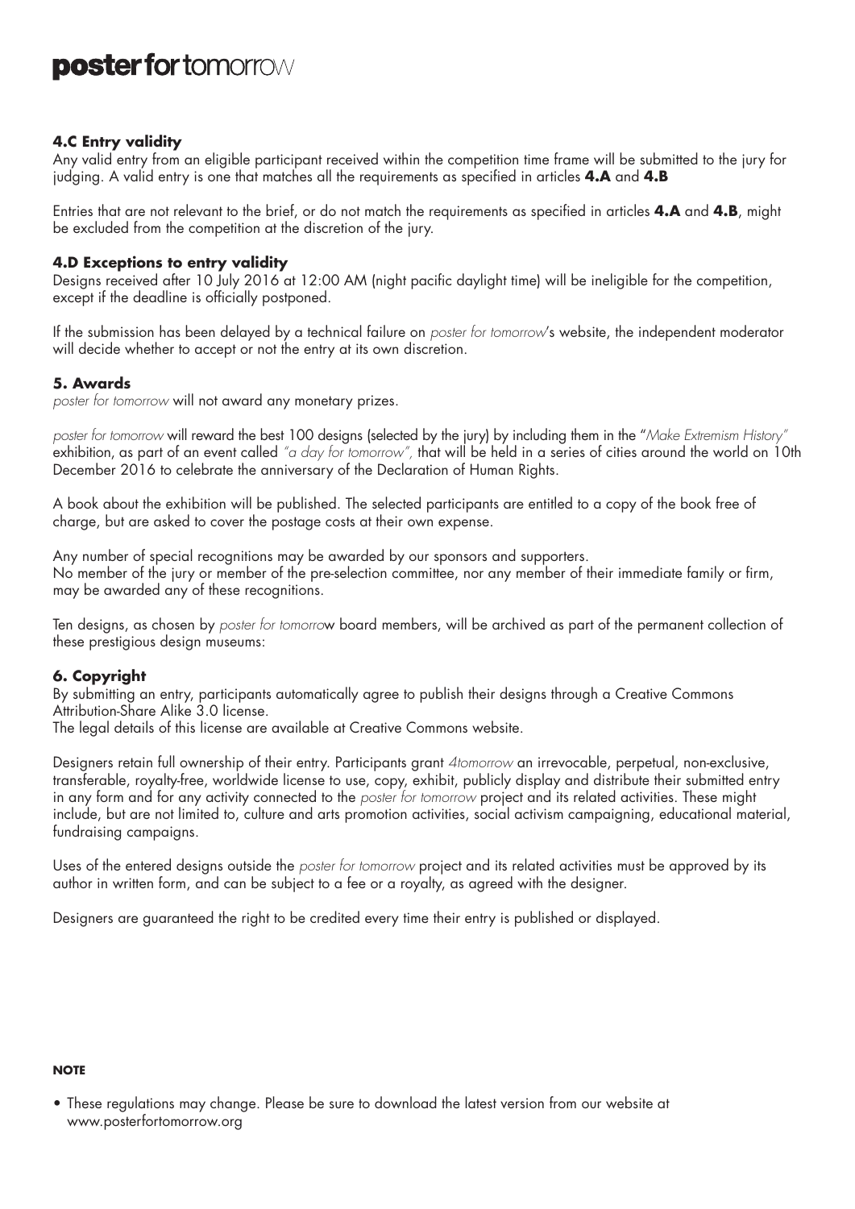### 4.C Entry validity

Any valid entry from an eligible participant received within the competition time frame will be submitted to the jury for judging. A valid entry is one that matches all the requirements as specified in articles **4.A** and **4.B**

Entries that are not relevant to the brief, or do not match the requirements as specified in articles **4.A** and **4.B**, might be excluded from the competition at the discretion of the jury.

### 4.D Exceptions to entry validity

Designs received after 10 July 2016 at 12:00 AM (night pacific daylight time) will be ineligible for the competition, except if the deadline is officially postponed.

If the submission has been delayed by a technical failure on *poster for tomorrow*'s website, the independent moderator will decide whether to accept or not the entry at its own discretion.

### 5. Awards

*poster for tomorrow* will not award any monetary prizes.

*poster for tomorrow* will reward the best 100 designs (selected by the jury) by including them in the "*Make Extremism History*" exhibition, as part of an event called *"a day for tomorrow"*, that will be held in a series of cities around the world on 10th December 2016 to celebrate the anniversary of the Declaration of Human Rights.

A book about the exhibition will be published. The selected participants are entitled to a copy of the book free of charge, but are asked to cover the postage costs at their own expense.

Any number of special recognitions may be awarded by our sponsors and supporters.
No member of the jury or member of the pre-selection committee, nor any member of their immediate family or firm, may be awarded any of these recognitions.

Ten designs, as chosen by *poster for tomorrow* board members, will be archived as part of the permanent collection of these prestigious design museums:

### 6. Copyright

By submitting an entry, participants automatically agree to publish their designs through a Creative Commons Attribution-Share Alike 3.0 license.
The legal details of this license are available at Creative Commons website.

Designers retain full ownership of their entry. Participants grant *4tomorrow* an irrevocable, perpetual, non-exclusive, transferable, royalty-free, worldwide license to use, copy, exhibit, publicly display and distribute their submitted entry in any form and for any activity connected to the *poster for tomorrow* project and its related activities. These might include, but are not limited to, culture and arts promotion activities, social activism campaigning, educational material, fundraising campaigns.

Uses of the entered designs outside the *poster for tomorrow* project and its related activities must be approved by its author in written form, and can be subject to a fee or a royalty, as agreed with the designer.

Designers are guaranteed the right to be credited every time their entry is published or displayed.

**NOTE**

- These regulations may change. Please be sure to download the latest version from our website at www.posterfortomorrow.org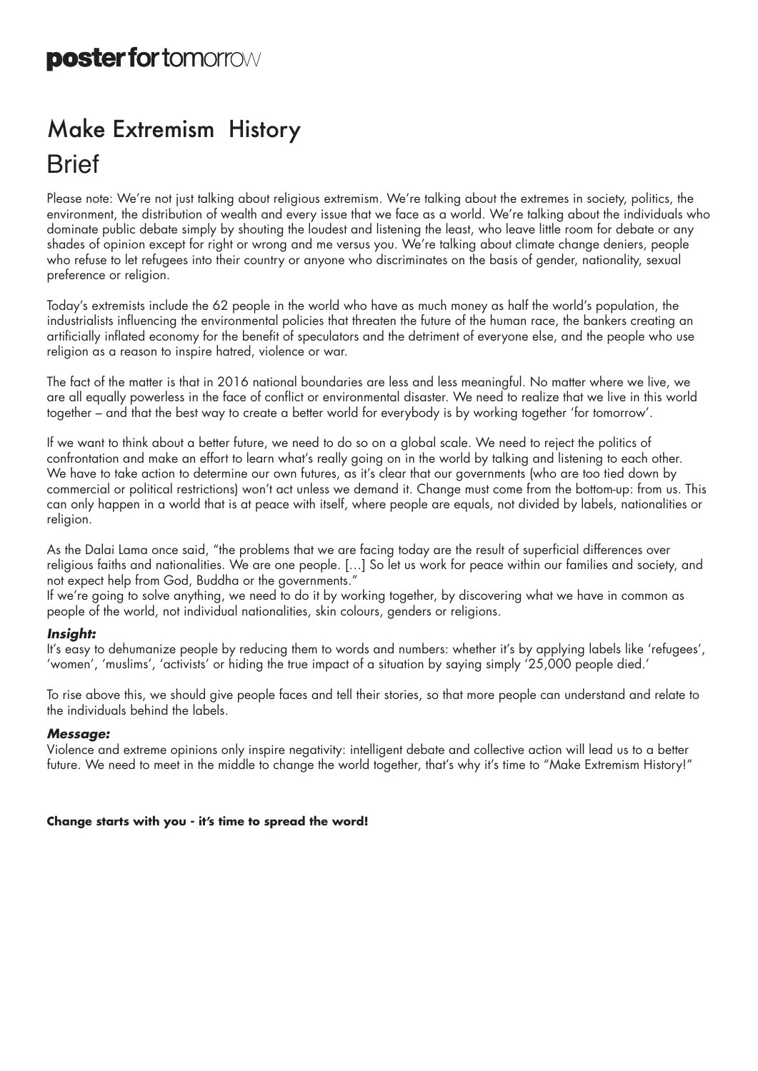**poster for tomorrow**

# Make Extremism History

## Brief

Please note: We're not just talking about religious extremism. We're talking about the extremes in society, politics, the environment, the distribution of wealth and every issue that we face as a world. We're talking about the individuals who dominate public debate simply by shouting the loudest and listening the least, who leave little room for debate or any shades of opinion except for right or wrong and me versus you. We're talking about climate change deniers, people who refuse to let refugees into their country or anyone who discriminates on the basis of gender, nationality, sexual preference or religion.

Today's extremists include the 62 people in the world who have as much money as half the world's population, the industrialists influencing the environmental policies that threaten the future of the human race, the bankers creating an artificially inflated economy for the benefit of speculators and the detriment of everyone else, and the people who use religion as a reason to inspire hatred, violence or war.

The fact of the matter is that in 2016 national boundaries are less and less meaningful. No matter where we live, we are all equally powerless in the face of conflict or environmental disaster. We need to realize that we live in this world together – and that the best way to create a better world for everybody is by working together 'for tomorrow'.

If we want to think about a better future, we need to do so on a global scale. We need to reject the politics of confrontation and make an effort to learn what's really going on in the world by talking and listening to each other. We have to take action to determine our own futures, as it's clear that our governments (who are too tied down by commercial or political restrictions) won't act unless we demand it. Change must come from the bottom-up: from us. This can only happen in a world that is at peace with itself, where people are equals, not divided by labels, nationalities or religion.

As the Dalai Lama once said, "the problems that we are facing today are the result of superficial differences over religious faiths and nationalities. We are one people. [...] So let us work for peace within our families and society, and not expect help from God, Buddha or the governments."
If we're going to solve anything, we need to do it by working together, by discovering what we have in common as people of the world, not individual nationalities, skin colours, genders or religions.

***Insight:***
It's easy to dehumanize people by reducing them to words and numbers: whether it's by applying labels like 'refugees', 'women', 'muslims', 'activists' or hiding the true impact of a situation by saying simply '25,000 people died.'

To rise above this, we should give people faces and tell their stories, so that more people can understand and relate to the individuals behind the labels.

***Message:***
Violence and extreme opinions only inspire negativity: intelligent debate and collective action will lead us to a better future. We need to meet in the middle to change the world together, that's why it's time to "Make Extremism History!"

**Change starts with you - it's time to spread the word!**